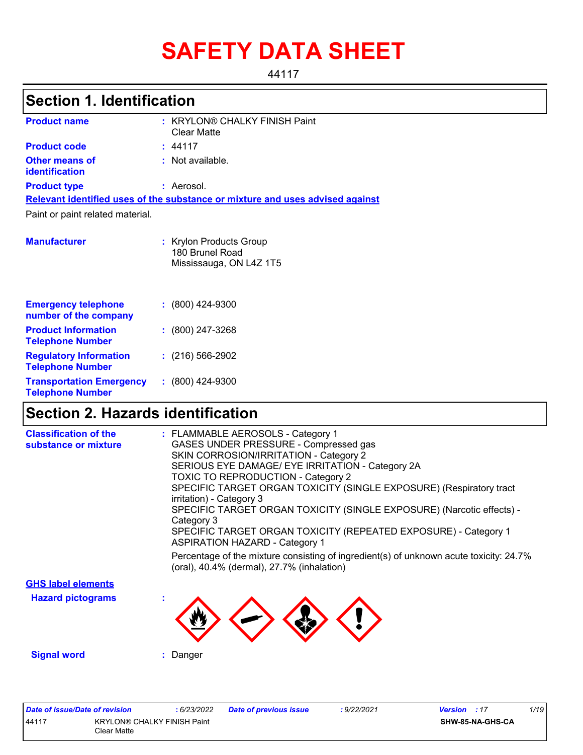# SAFETY DATA SHEET

44117

## Section 1. Identification

**Product name** : KRYLON® CHALKY FINISH Paint Clear Matte

**Product code** : 44117

**Other means of identification** : Not available.

**Product type** : Aerosol.

**Relevant identified uses of the substance or mixture and uses advised against**

Paint or paint related material.

**Manufacturer** : Krylon Products Group
180 Brunel Road
Mississauga, ON L4Z 1T5

**Emergency telephone number of the company** : (800) 424-9300

**Product Information Telephone Number** : (800) 247-3268

**Regulatory Information Telephone Number** : (216) 566-2902

**Transportation Emergency Telephone Number** : (800) 424-9300

## Section 2. Hazards identification

**Classification of the substance or mixture** :
FLAMMABLE AEROSOLS - Category 1
GASES UNDER PRESSURE - Compressed gas
SKIN CORROSION/IRRITATION - Category 2
SERIOUS EYE DAMAGE/ EYE IRRITATION - Category 2A
TOXIC TO REPRODUCTION - Category 2
SPECIFIC TARGET ORGAN TOXICITY (SINGLE EXPOSURE) (Respiratory tract irritation) - Category 3
SPECIFIC TARGET ORGAN TOXICITY (SINGLE EXPOSURE) (Narcotic effects) - Category 3
SPECIFIC TARGET ORGAN TOXICITY (REPEATED EXPOSURE) - Category 1
ASPIRATION HAZARD - Category 1

Percentage of the mixture consisting of ingredient(s) of unknown acute toxicity: 24.7% (oral), 40.4% (dermal), 27.7% (inhalation)

**GHS label elements**

**Hazard pictograms** :

**Signal word** : Danger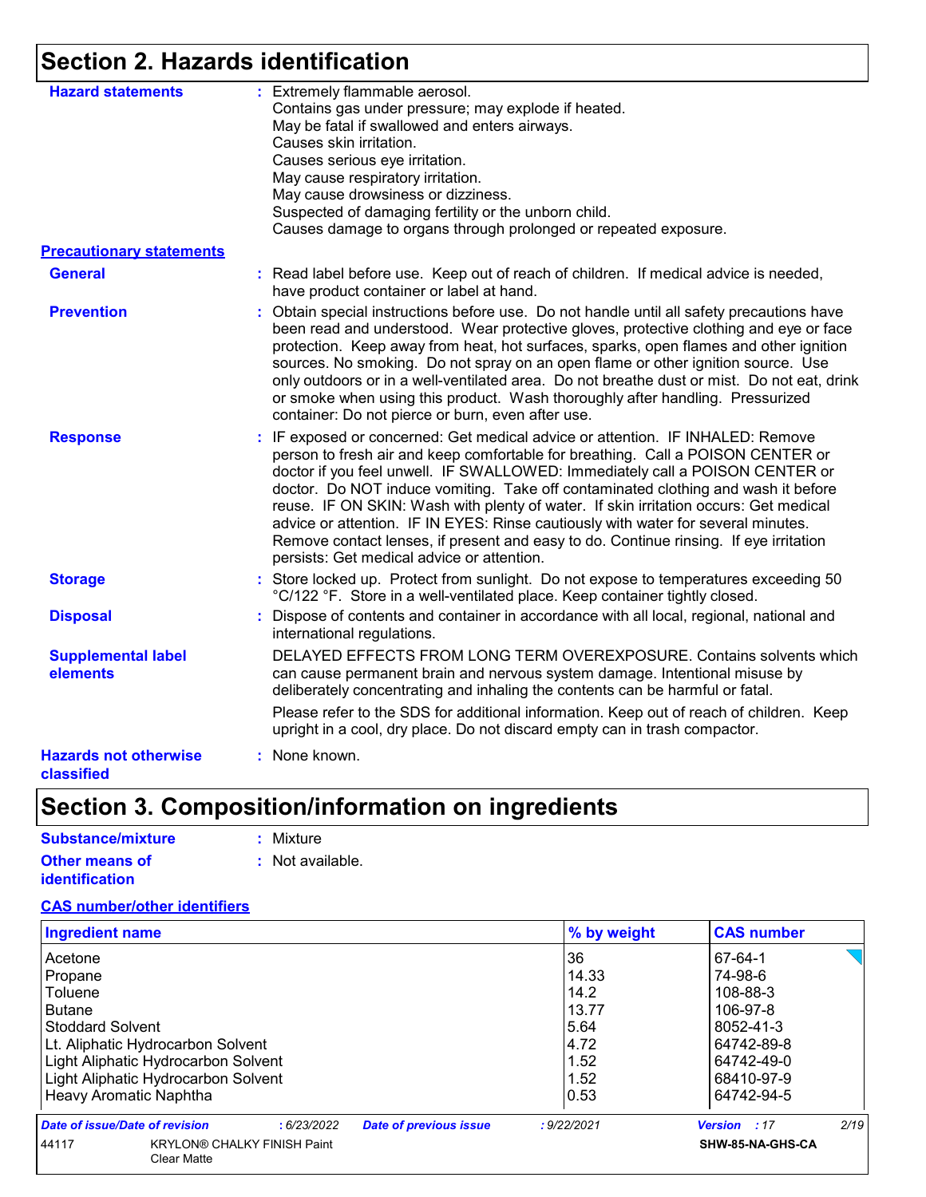## Section 2. Hazards identification

**Hazard statements** : Extremely flammable aerosol.
Contains gas under pressure; may explode if heated.
May be fatal if swallowed and enters airways.
Causes skin irritation.
Causes serious eye irritation.
May cause respiratory irritation.
May cause drowsiness or dizziness.
Suspected of damaging fertility or the unborn child.
Causes damage to organs through prolonged or repeated exposure.

**Precautionary statements**

**General** : Read label before use. Keep out of reach of children. If medical advice is needed, have product container or label at hand.

**Prevention** : Obtain special instructions before use. Do not handle until all safety precautions have been read and understood. Wear protective gloves, protective clothing and eye or face protection. Keep away from heat, hot surfaces, sparks, open flames and other ignition sources. No smoking. Do not spray on an open flame or other ignition source. Use only outdoors or in a well-ventilated area. Do not breathe dust or mist. Do not eat, drink or smoke when using this product. Wash thoroughly after handling. Pressurized container: Do not pierce or burn, even after use.

**Response** : IF exposed or concerned: Get medical advice or attention. IF INHALED: Remove person to fresh air and keep comfortable for breathing. Call a POISON CENTER or doctor if you feel unwell. IF SWALLOWED: Immediately call a POISON CENTER or doctor. Do NOT induce vomiting. Take off contaminated clothing and wash it before reuse. IF ON SKIN: Wash with plenty of water. If skin irritation occurs: Get medical advice or attention. IF IN EYES: Rinse cautiously with water for several minutes. Remove contact lenses, if present and easy to do. Continue rinsing. If eye irritation persists: Get medical advice or attention.

**Storage** : Store locked up. Protect from sunlight. Do not expose to temperatures exceeding 50 °C/122 °F. Store in a well-ventilated place. Keep container tightly closed.

**Disposal** : Dispose of contents and container in accordance with all local, regional, national and international regulations.

**Supplemental label elements** DELAYED EFFECTS FROM LONG TERM OVEREXPOSURE. Contains solvents which can cause permanent brain and nervous system damage. Intentional misuse by deliberately concentrating and inhaling the contents can be harmful or fatal.

Please refer to the SDS for additional information. Keep out of reach of children. Keep upright in a cool, dry place. Do not discard empty can in trash compactor.

**Hazards not otherwise classified** : None known.

## Section 3. Composition/information on ingredients

**Substance/mixture** : Mixture

**Other means of identification** : Not available.

**CAS number/other identifiers**

| Ingredient name | % by weight | CAS number |
|---|---|---|
| Acetone | 36 | 67-64-1 |
| Propane | 14.33 | 74-98-6 |
| Toluene | 14.2 | 108-88-3 |
| Butane | 13.77 | 106-97-8 |
| Stoddard Solvent | 5.64 | 8052-41-3 |
| Lt. Aliphatic Hydrocarbon Solvent | 4.72 | 64742-89-8 |
| Light Aliphatic Hydrocarbon Solvent | 1.52 | 64742-49-0 |
| Light Aliphatic Hydrocarbon Solvent | 1.52 | 68410-97-9 |
| Heavy Aromatic Naphtha | 0.53 | 64742-94-5 |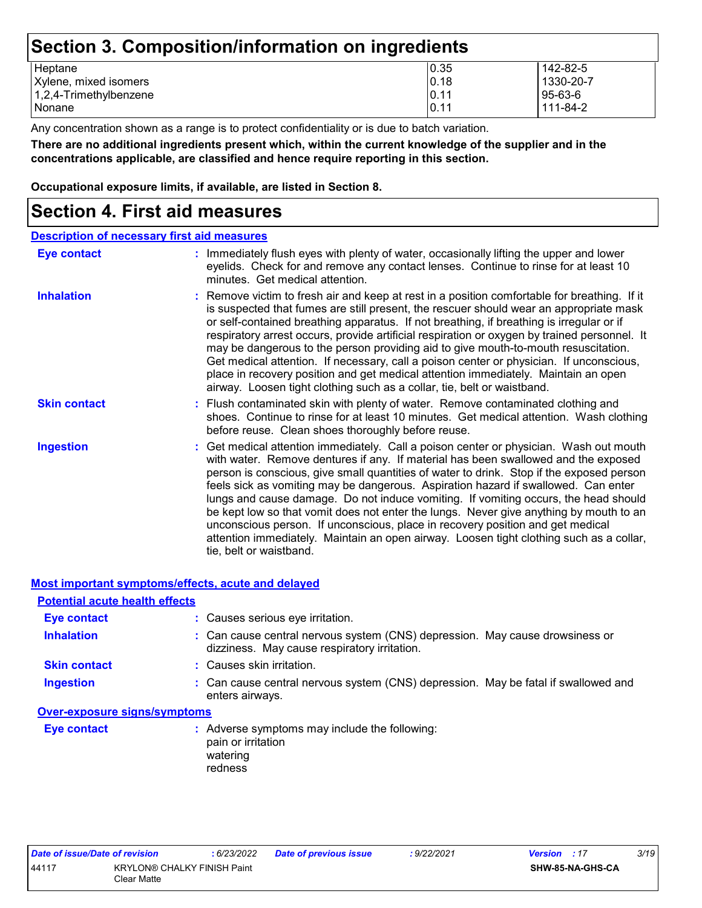# Section 3. Composition/information on ingredients

| | | |
|---|---|---|
| Heptane | 0.35 | 142-82-5 |
| Xylene, mixed isomers | 0.18 | 1330-20-7 |
| 1,2,4-Trimethylbenzene | 0.11 | 95-63-6 |
| Nonane | 0.11 | 111-84-2 |

Any concentration shown as a range is to protect confidentiality or is due to batch variation.

**There are no additional ingredients present which, within the current knowledge of the supplier and in the concentrations applicable, are classified and hence require reporting in this section.**

**Occupational exposure limits, if available, are listed in Section 8.**

# Section 4. First aid measures

## Description of necessary first aid measures

**Eye contact** : Immediately flush eyes with plenty of water, occasionally lifting the upper and lower eyelids. Check for and remove any contact lenses. Continue to rinse for at least 10 minutes. Get medical attention.

**Inhalation** : Remove victim to fresh air and keep at rest in a position comfortable for breathing. If it is suspected that fumes are still present, the rescuer should wear an appropriate mask or self-contained breathing apparatus. If not breathing, if breathing is irregular or if respiratory arrest occurs, provide artificial respiration or oxygen by trained personnel. It may be dangerous to the person providing aid to give mouth-to-mouth resuscitation. Get medical attention. If necessary, call a poison center or physician. If unconscious, place in recovery position and get medical attention immediately. Maintain an open airway. Loosen tight clothing such as a collar, tie, belt or waistband.

**Skin contact** : Flush contaminated skin with plenty of water. Remove contaminated clothing and shoes. Continue to rinse for at least 10 minutes. Get medical attention. Wash clothing before reuse. Clean shoes thoroughly before reuse.

**Ingestion** : Get medical attention immediately. Call a poison center or physician. Wash out mouth with water. Remove dentures if any. If material has been swallowed and the exposed person is conscious, give small quantities of water to drink. Stop if the exposed person feels sick as vomiting may be dangerous. Aspiration hazard if swallowed. Can enter lungs and cause damage. Do not induce vomiting. If vomiting occurs, the head should be kept low so that vomit does not enter the lungs. Never give anything by mouth to an unconscious person. If unconscious, place in recovery position and get medical attention immediately. Maintain an open airway. Loosen tight clothing such as a collar, tie, belt or waistband.

## Most important symptoms/effects, acute and delayed

### Potential acute health effects

**Eye contact** : Causes serious eye irritation.

**Inhalation** : Can cause central nervous system (CNS) depression. May cause drowsiness or dizziness. May cause respiratory irritation.

**Skin contact** : Causes skin irritation.

**Ingestion** : Can cause central nervous system (CNS) depression. May be fatal if swallowed and enters airways.

### Over-exposure signs/symptoms

**Eye contact** : Adverse symptoms may include the following:
pain or irritation
watering
redness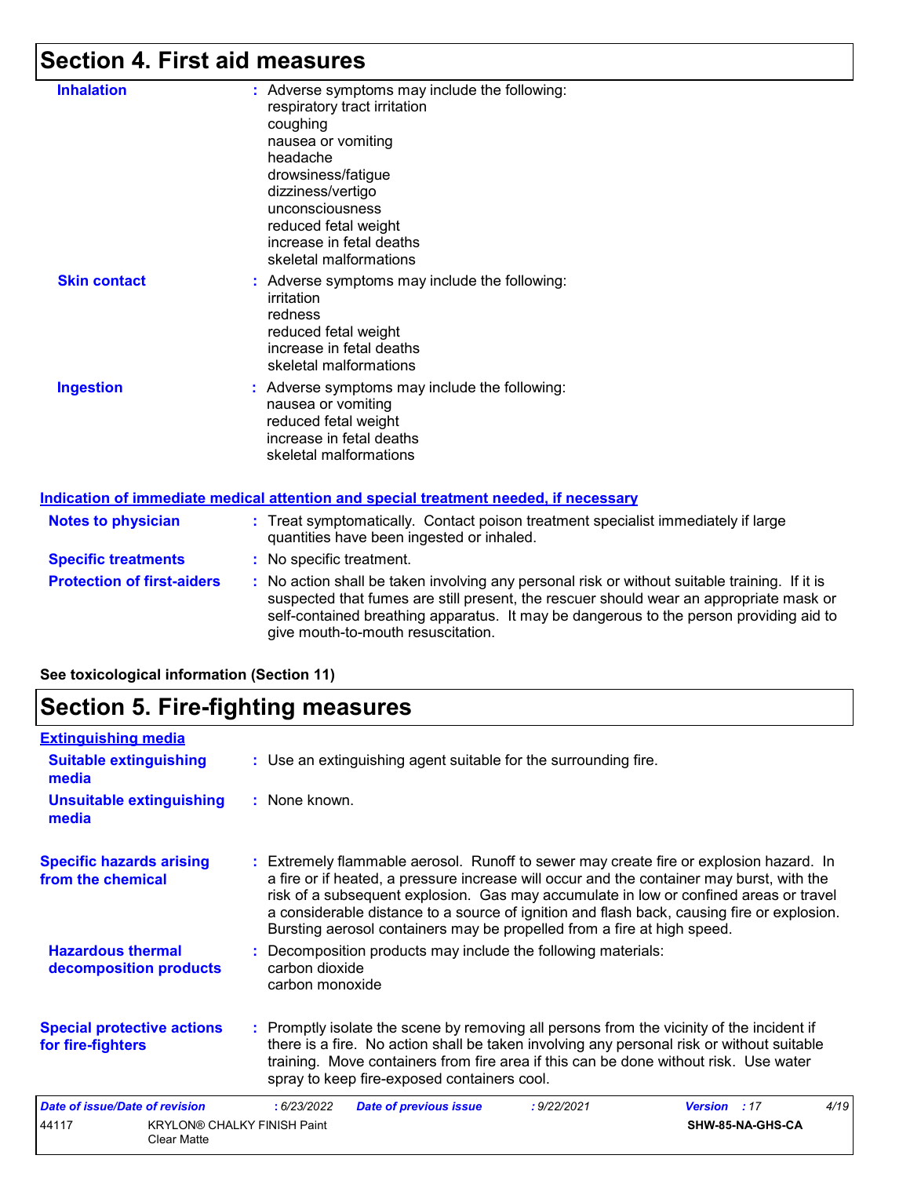## Section 4. First aid measures

| | |
|---|---|
| **Inhalation** | : Adverse symptoms may include the following:<br>respiratory tract irritation<br>coughing<br>nausea or vomiting<br>headache<br>drowsiness/fatigue<br>dizziness/vertigo<br>unconsciousness<br>reduced fetal weight<br>increase in fetal deaths<br>skeletal malformations |
| **Skin contact** | : Adverse symptoms may include the following:<br>irritation<br>redness<br>reduced fetal weight<br>increase in fetal deaths<br>skeletal malformations |
| **Ingestion** | : Adverse symptoms may include the following:<br>nausea or vomiting<br>reduced fetal weight<br>increase in fetal deaths<br>skeletal malformations |

**Indication of immediate medical attention and special treatment needed, if necessary**

| | |
|---|---|
| **Notes to physician** | : Treat symptomatically. Contact poison treatment specialist immediately if large quantities have been ingested or inhaled. |
| **Specific treatments** | : No specific treatment. |
| **Protection of first-aiders** | : No action shall be taken involving any personal risk or without suitable training. If it is suspected that fumes are still present, the rescuer should wear an appropriate mask or self-contained breathing apparatus. It may be dangerous to the person providing aid to give mouth-to-mouth resuscitation. |

**See toxicological information (Section 11)**

## Section 5. Fire-fighting measures

**Extinguishing media**

| | |
|---|---|
| **Suitable extinguishing media** | : Use an extinguishing agent suitable for the surrounding fire. |
| **Unsuitable extinguishing media** | : None known. |
| **Specific hazards arising from the chemical** | : Extremely flammable aerosol. Runoff to sewer may create fire or explosion hazard. In a fire or if heated, a pressure increase will occur and the container may burst, with the risk of a subsequent explosion. Gas may accumulate in low or confined areas or travel a considerable distance to a source of ignition and flash back, causing fire or explosion. Bursting aerosol containers may be propelled from a fire at high speed. |
| **Hazardous thermal decomposition products** | : Decomposition products may include the following materials:<br>carbon dioxide<br>carbon monoxide |
| **Special protective actions for fire-fighters** | : Promptly isolate the scene by removing all persons from the vicinity of the incident if there is a fire. No action shall be taken involving any personal risk or without suitable training. Move containers from fire area if this can be done without risk. Use water spray to keep fire-exposed containers cool. |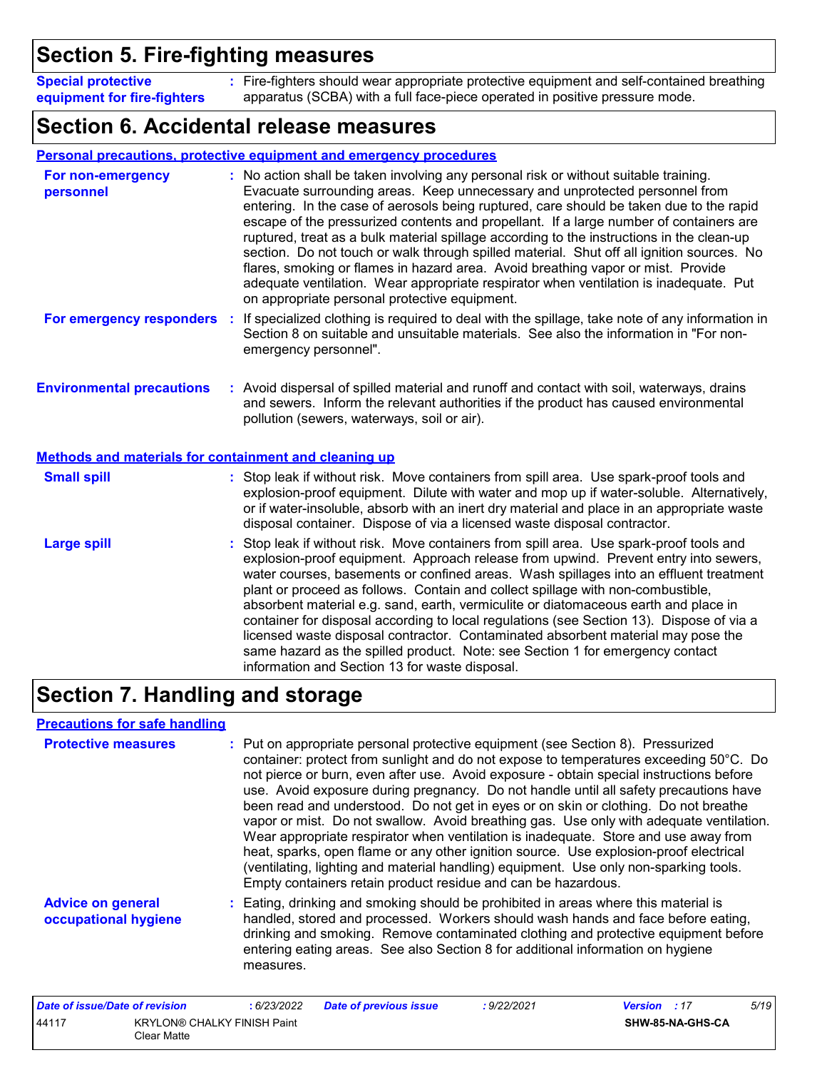## Section 5. Fire-fighting measures

**Special protective equipment for fire-fighters** : Fire-fighters should wear appropriate protective equipment and self-contained breathing apparatus (SCBA) with a full face-piece operated in positive pressure mode.

## Section 6. Accidental release measures

### Personal precautions, protective equipment and emergency procedures

**For non-emergency personnel** : No action shall be taken involving any personal risk or without suitable training. Evacuate surrounding areas. Keep unnecessary and unprotected personnel from entering. In the case of aerosols being ruptured, care should be taken due to the rapid escape of the pressurized contents and propellant. If a large number of containers are ruptured, treat as a bulk material spillage according to the instructions in the clean-up section. Do not touch or walk through spilled material. Shut off all ignition sources. No flares, smoking or flames in hazard area. Avoid breathing vapor or mist. Provide adequate ventilation. Wear appropriate respirator when ventilation is inadequate. Put on appropriate personal protective equipment.

**For emergency responders** : If specialized clothing is required to deal with the spillage, take note of any information in Section 8 on suitable and unsuitable materials. See also the information in "For non-emergency personnel".

**Environmental precautions** : Avoid dispersal of spilled material and runoff and contact with soil, waterways, drains and sewers. Inform the relevant authorities if the product has caused environmental pollution (sewers, waterways, soil or air).

### Methods and materials for containment and cleaning up

**Small spill** : Stop leak if without risk. Move containers from spill area. Use spark-proof tools and explosion-proof equipment. Dilute with water and mop up if water-soluble. Alternatively, or if water-insoluble, absorb with an inert dry material and place in an appropriate waste disposal container. Dispose of via a licensed waste disposal contractor.

**Large spill** : Stop leak if without risk. Move containers from spill area. Use spark-proof tools and explosion-proof equipment. Approach release from upwind. Prevent entry into sewers, water courses, basements or confined areas. Wash spillages into an effluent treatment plant or proceed as follows. Contain and collect spillage with non-combustible, absorbent material e.g. sand, earth, vermiculite or diatomaceous earth and place in container for disposal according to local regulations (see Section 13). Dispose of via a licensed waste disposal contractor. Contaminated absorbent material may pose the same hazard as the spilled product. Note: see Section 1 for emergency contact information and Section 13 for waste disposal.

## Section 7. Handling and storage

### Precautions for safe handling

**Protective measures** : Put on appropriate personal protective equipment (see Section 8). Pressurized container: protect from sunlight and do not expose to temperatures exceeding 50°C. Do not pierce or burn, even after use. Avoid exposure - obtain special instructions before use. Avoid exposure during pregnancy. Do not handle until all safety precautions have been read and understood. Do not get in eyes or on skin or clothing. Do not breathe vapor or mist. Do not swallow. Avoid breathing gas. Use only with adequate ventilation. Wear appropriate respirator when ventilation is inadequate. Store and use away from heat, sparks, open flame or any other ignition source. Use explosion-proof electrical (ventilating, lighting and material handling) equipment. Use only non-sparking tools. Empty containers retain product residue and can be hazardous.

**Advice on general occupational hygiene** : Eating, drinking and smoking should be prohibited in areas where this material is handled, stored and processed. Workers should wash hands and face before eating, drinking and smoking. Remove contaminated clothing and protective equipment before entering eating areas. See also Section 8 for additional information on hygiene measures.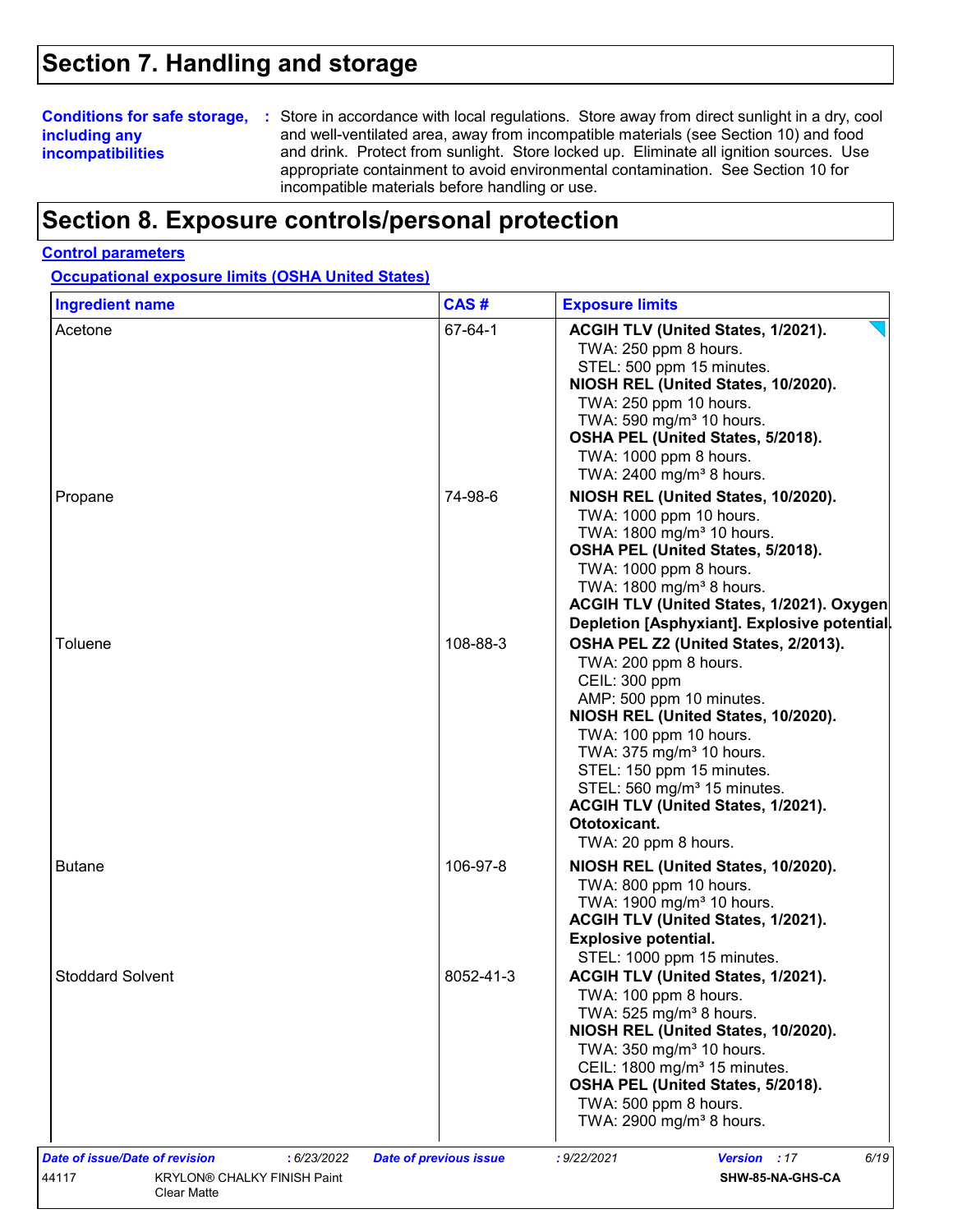# Section 7. Handling and storage

**Conditions for safe storage, including any incompatibilities** : Store in accordance with local regulations. Store away from direct sunlight in a dry, cool and well-ventilated area, away from incompatible materials (see Section 10) and food and drink. Protect from sunlight. Store locked up. Eliminate all ignition sources. Use appropriate containment to avoid environmental contamination. See Section 10 for incompatible materials before handling or use.

# Section 8. Exposure controls/personal protection

## Control parameters

### Occupational exposure limits (OSHA United States)

| Ingredient name | CAS # | Exposure limits |
|---|---|---|
| Acetone | 67-64-1 | **ACGIH TLV (United States, 1/2021).**<br>TWA: 250 ppm 8 hours.<br>STEL: 500 ppm 15 minutes.<br>**NIOSH REL (United States, 10/2020).**<br>TWA: 250 ppm 10 hours.<br>TWA: 590 mg/m³ 10 hours.<br>**OSHA PEL (United States, 5/2018).**<br>TWA: 1000 ppm 8 hours.<br>TWA: 2400 mg/m³ 8 hours. |
| Propane | 74-98-6 | **NIOSH REL (United States, 10/2020).**<br>TWA: 1000 ppm 10 hours.<br>TWA: 1800 mg/m³ 10 hours.<br>**OSHA PEL (United States, 5/2018).**<br>TWA: 1000 ppm 8 hours.<br>TWA: 1800 mg/m³ 8 hours.<br>**ACGIH TLV (United States, 1/2021). Oxygen Depletion [Asphyxiant]. Explosive potential.** |
| Toluene | 108-88-3 | **OSHA PEL Z2 (United States, 2/2013).**<br>TWA: 200 ppm 8 hours.<br>CEIL: 300 ppm<br>AMP: 500 ppm 10 minutes.<br>**NIOSH REL (United States, 10/2020).**<br>TWA: 100 ppm 10 hours.<br>TWA: 375 mg/m³ 10 hours.<br>STEL: 150 ppm 15 minutes.<br>STEL: 560 mg/m³ 15 minutes.<br>**ACGIH TLV (United States, 1/2021). Ototoxicant.**<br>TWA: 20 ppm 8 hours. |
| Butane | 106-97-8 | **NIOSH REL (United States, 10/2020).**<br>TWA: 800 ppm 10 hours.<br>TWA: 1900 mg/m³ 10 hours.<br>**ACGIH TLV (United States, 1/2021). Explosive potential.**<br>STEL: 1000 ppm 15 minutes. |
| Stoddard Solvent | 8052-41-3 | **ACGIH TLV (United States, 1/2021).**<br>TWA: 100 ppm 8 hours.<br>TWA: 525 mg/m³ 8 hours.<br>**NIOSH REL (United States, 10/2020).**<br>TWA: 350 mg/m³ 10 hours.<br>CEIL: 1800 mg/m³ 15 minutes.<br>**OSHA PEL (United States, 5/2018).**<br>TWA: 500 ppm 8 hours.<br>TWA: 2900 mg/m³ 8 hours. |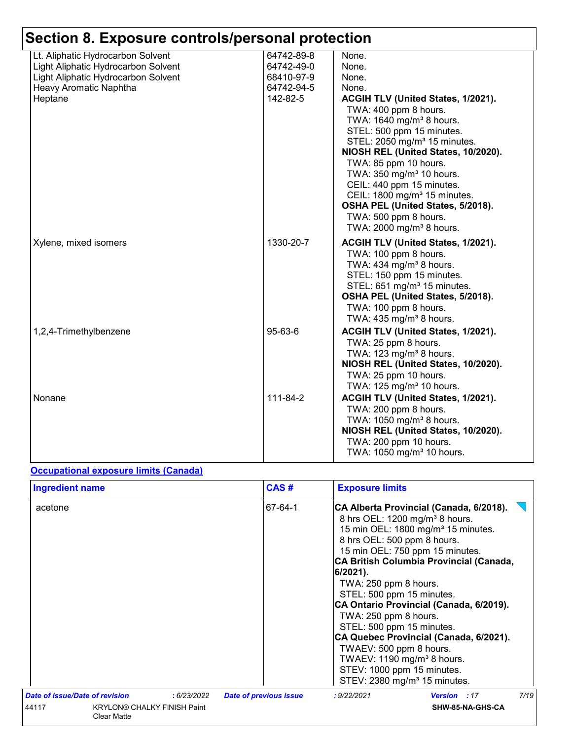# Section 8. Exposure controls/personal protection

| | | |
|---|---|---|
| Lt. Aliphatic Hydrocarbon Solvent | 64742-89-8 | None. |
| Light Aliphatic Hydrocarbon Solvent | 64742-49-0 | None. |
| Light Aliphatic Hydrocarbon Solvent | 68410-97-9 | None. |
| Heavy Aromatic Naphtha | 64742-94-5 | None. |
| Heptane | 142-82-5 | **ACGIH TLV (United States, 1/2021).**<br>TWA: 400 ppm 8 hours.<br>TWA: 1640 mg/m³ 8 hours.<br>STEL: 500 ppm 15 minutes.<br>STEL: 2050 mg/m³ 15 minutes.<br>**NIOSH REL (United States, 10/2020).**<br>TWA: 85 ppm 10 hours.<br>TWA: 350 mg/m³ 10 hours.<br>CEIL: 440 ppm 15 minutes.<br>CEIL: 1800 mg/m³ 15 minutes.<br>**OSHA PEL (United States, 5/2018).**<br>TWA: 500 ppm 8 hours.<br>TWA: 2000 mg/m³ 8 hours. |
| Xylene, mixed isomers | 1330-20-7 | **ACGIH TLV (United States, 1/2021).**<br>TWA: 100 ppm 8 hours.<br>TWA: 434 mg/m³ 8 hours.<br>STEL: 150 ppm 15 minutes.<br>STEL: 651 mg/m³ 15 minutes.<br>**OSHA PEL (United States, 5/2018).**<br>TWA: 100 ppm 8 hours.<br>TWA: 435 mg/m³ 8 hours. |
| 1,2,4-Trimethylbenzene | 95-63-6 | **ACGIH TLV (United States, 1/2021).**<br>TWA: 25 ppm 8 hours.<br>TWA: 123 mg/m³ 8 hours.<br>**NIOSH REL (United States, 10/2020).**<br>TWA: 25 ppm 10 hours.<br>TWA: 125 mg/m³ 10 hours. |
| Nonane | 111-84-2 | **ACGIH TLV (United States, 1/2021).**<br>TWA: 200 ppm 8 hours.<br>TWA: 1050 mg/m³ 8 hours.<br>**NIOSH REL (United States, 10/2020).**<br>TWA: 200 ppm 10 hours.<br>TWA: 1050 mg/m³ 10 hours. |

**Occupational exposure limits (Canada)**

| Ingredient name | CAS # | Exposure limits |
|---|---|---|
| acetone | 67-64-1 | **CA Alberta Provincial (Canada, 6/2018).**<br>8 hrs OEL: 1200 mg/m³ 8 hours.<br>15 min OEL: 1800 mg/m³ 15 minutes.<br>8 hrs OEL: 500 ppm 8 hours.<br>15 min OEL: 750 ppm 15 minutes.<br>**CA British Columbia Provincial (Canada, 6/2021).**<br>TWA: 250 ppm 8 hours.<br>STEL: 500 ppm 15 minutes.<br>**CA Ontario Provincial (Canada, 6/2019).**<br>TWA: 250 ppm 8 hours.<br>STEL: 500 ppm 15 minutes.<br>**CA Quebec Provincial (Canada, 6/2021).**<br>TWAEV: 500 ppm 8 hours.<br>TWAEV: 1190 mg/m³ 8 hours.<br>STEV: 1000 ppm 15 minutes.<br>STEV: 2380 mg/m³ 15 minutes. |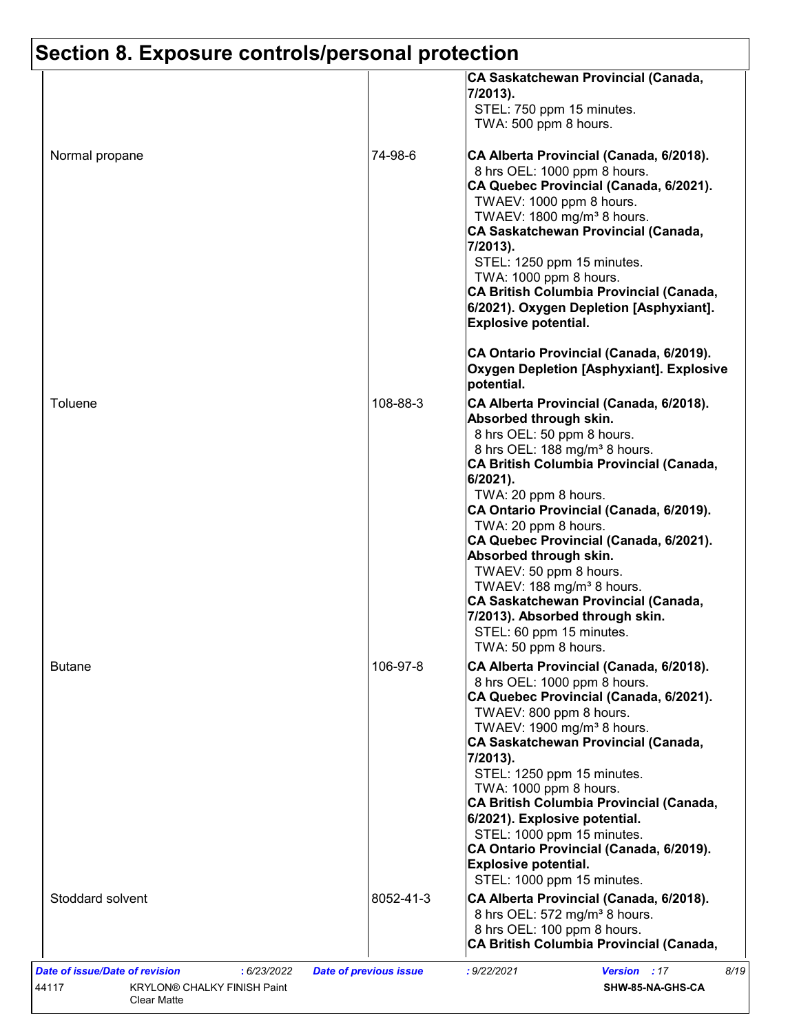# Section 8. Exposure controls/personal protection

| | | |
|---|---|---|
| | | **CA Saskatchewan Provincial (Canada, 7/2013).**<br>STEL: 750 ppm 15 minutes.<br>TWA: 500 ppm 8 hours. |
| Normal propane | 74-98-6 | **CA Alberta Provincial (Canada, 6/2018).**<br>8 hrs OEL: 1000 ppm 8 hours.<br>**CA Quebec Provincial (Canada, 6/2021).**<br>TWAEV: 1000 ppm 8 hours.<br>TWAEV: 1800 mg/m³ 8 hours.<br>**CA Saskatchewan Provincial (Canada, 7/2013).**<br>STEL: 1250 ppm 15 minutes.<br>TWA: 1000 ppm 8 hours.<br>**CA British Columbia Provincial (Canada, 6/2021). Oxygen Depletion [Asphyxiant]. Explosive potential.**<br><br>**CA Ontario Provincial (Canada, 6/2019). Oxygen Depletion [Asphyxiant]. Explosive potential.** |
| Toluene | 108-88-3 | **CA Alberta Provincial (Canada, 6/2018). Absorbed through skin.**<br>8 hrs OEL: 50 ppm 8 hours.<br>8 hrs OEL: 188 mg/m³ 8 hours.<br>**CA British Columbia Provincial (Canada, 6/2021).**<br>TWA: 20 ppm 8 hours.<br>**CA Ontario Provincial (Canada, 6/2019).**<br>TWA: 20 ppm 8 hours.<br>**CA Quebec Provincial (Canada, 6/2021). Absorbed through skin.**<br>TWAEV: 50 ppm 8 hours.<br>TWAEV: 188 mg/m³ 8 hours.<br>**CA Saskatchewan Provincial (Canada, 7/2013). Absorbed through skin.**<br>STEL: 60 ppm 15 minutes.<br>TWA: 50 ppm 8 hours. |
| Butane | 106-97-8 | **CA Alberta Provincial (Canada, 6/2018).**<br>8 hrs OEL: 1000 ppm 8 hours.<br>**CA Quebec Provincial (Canada, 6/2021).**<br>TWAEV: 800 ppm 8 hours.<br>TWAEV: 1900 mg/m³ 8 hours.<br>**CA Saskatchewan Provincial (Canada, 7/2013).**<br>STEL: 1250 ppm 15 minutes.<br>TWA: 1000 ppm 8 hours.<br>**CA British Columbia Provincial (Canada, 6/2021). Explosive potential.**<br>STEL: 1000 ppm 15 minutes.<br>**CA Ontario Provincial (Canada, 6/2019). Explosive potential.**<br>STEL: 1000 ppm 15 minutes. |
| Stoddard solvent | 8052-41-3 | **CA Alberta Provincial (Canada, 6/2018).**<br>8 hrs OEL: 572 mg/m³ 8 hours.<br>8 hrs OEL: 100 ppm 8 hours.<br>**CA British Columbia Provincial (Canada,** |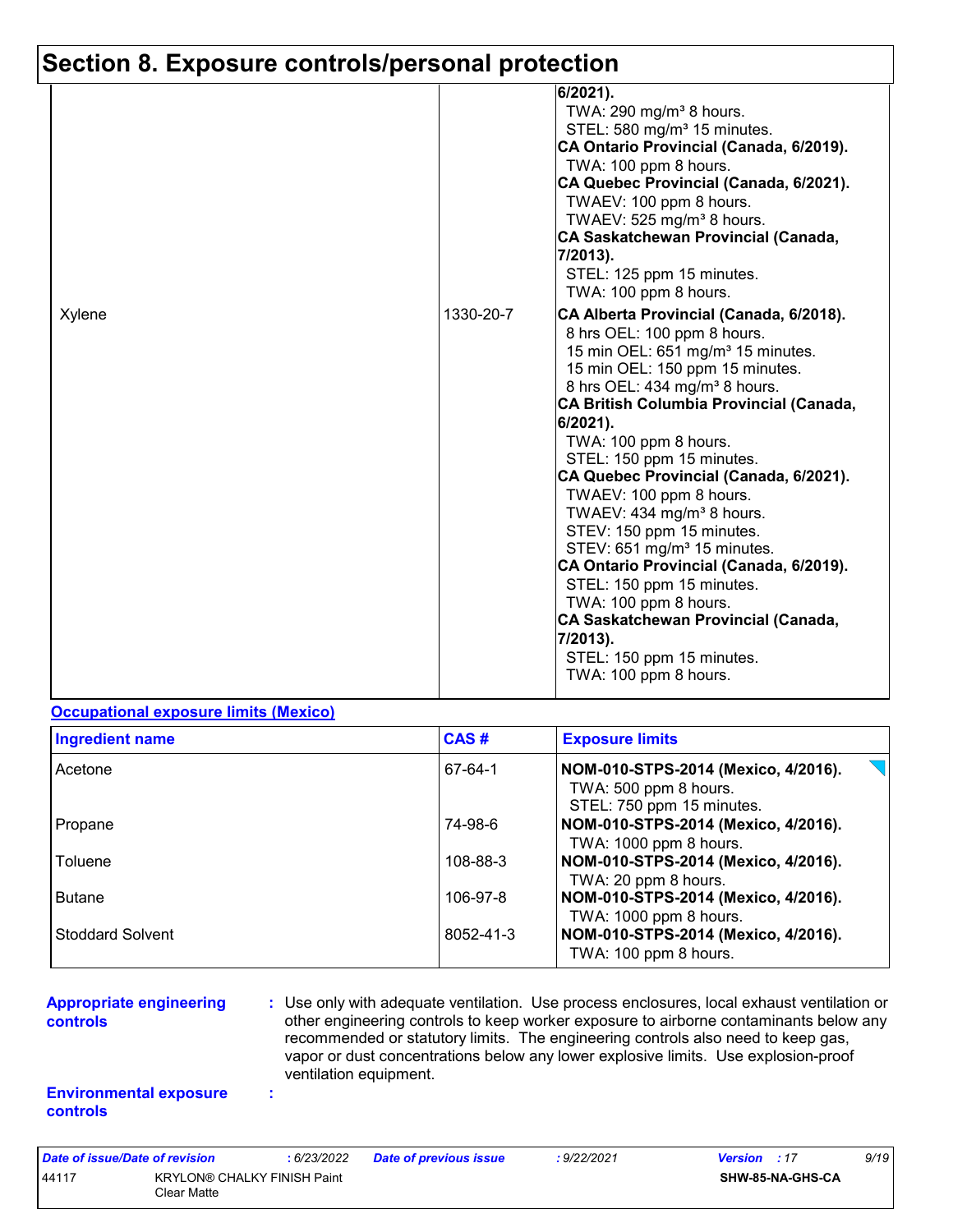# Section 8. Exposure controls/personal protection

| | | |
|---|---|---|
| | | **6/2021).**<br>TWA: 290 mg/m³ 8 hours.<br>STEL: 580 mg/m³ 15 minutes.<br>**CA Ontario Provincial (Canada, 6/2019).**<br>TWA: 100 ppm 8 hours.<br>**CA Quebec Provincial (Canada, 6/2021).**<br>TWAEV: 100 ppm 8 hours.<br>TWAEV: 525 mg/m³ 8 hours.<br>**CA Saskatchewan Provincial (Canada, 7/2013).**<br>STEL: 125 ppm 15 minutes.<br>TWA: 100 ppm 8 hours. |
| Xylene | 1330-20-7 | **CA Alberta Provincial (Canada, 6/2018).**<br>8 hrs OEL: 100 ppm 8 hours.<br>15 min OEL: 651 mg/m³ 15 minutes.<br>15 min OEL: 150 ppm 15 minutes.<br>8 hrs OEL: 434 mg/m³ 8 hours.<br>**CA British Columbia Provincial (Canada, 6/2021).**<br>TWA: 100 ppm 8 hours.<br>STEL: 150 ppm 15 minutes.<br>**CA Quebec Provincial (Canada, 6/2021).**<br>TWAEV: 100 ppm 8 hours.<br>TWAEV: 434 mg/m³ 8 hours.<br>STEV: 150 ppm 15 minutes.<br>STEV: 651 mg/m³ 15 minutes.<br>**CA Ontario Provincial (Canada, 6/2019).**<br>STEL: 150 ppm 15 minutes.<br>TWA: 100 ppm 8 hours.<br>**CA Saskatchewan Provincial (Canada, 7/2013).**<br>STEL: 150 ppm 15 minutes.<br>TWA: 100 ppm 8 hours. |

**Occupational exposure limits (Mexico)**

| Ingredient name | CAS # | Exposure limits |
|---|---|---|
| Acetone | 67-64-1 | **NOM-010-STPS-2014 (Mexico, 4/2016).**<br>TWA: 500 ppm 8 hours.<br>STEL: 750 ppm 15 minutes. |
| Propane | 74-98-6 | **NOM-010-STPS-2014 (Mexico, 4/2016).**<br>TWA: 1000 ppm 8 hours. |
| Toluene | 108-88-3 | **NOM-010-STPS-2014 (Mexico, 4/2016).**<br>TWA: 20 ppm 8 hours. |
| Butane | 106-97-8 | **NOM-010-STPS-2014 (Mexico, 4/2016).**<br>TWA: 1000 ppm 8 hours. |
| Stoddard Solvent | 8052-41-3 | **NOM-010-STPS-2014 (Mexico, 4/2016).**<br>TWA: 100 ppm 8 hours. |

**Appropriate engineering controls** : Use only with adequate ventilation. Use process enclosures, local exhaust ventilation or other engineering controls to keep worker exposure to airborne contaminants below any recommended or statutory limits. The engineering controls also need to keep gas, vapor or dust concentrations below any lower explosive limits. Use explosion-proof ventilation equipment.

**Environmental exposure controls** :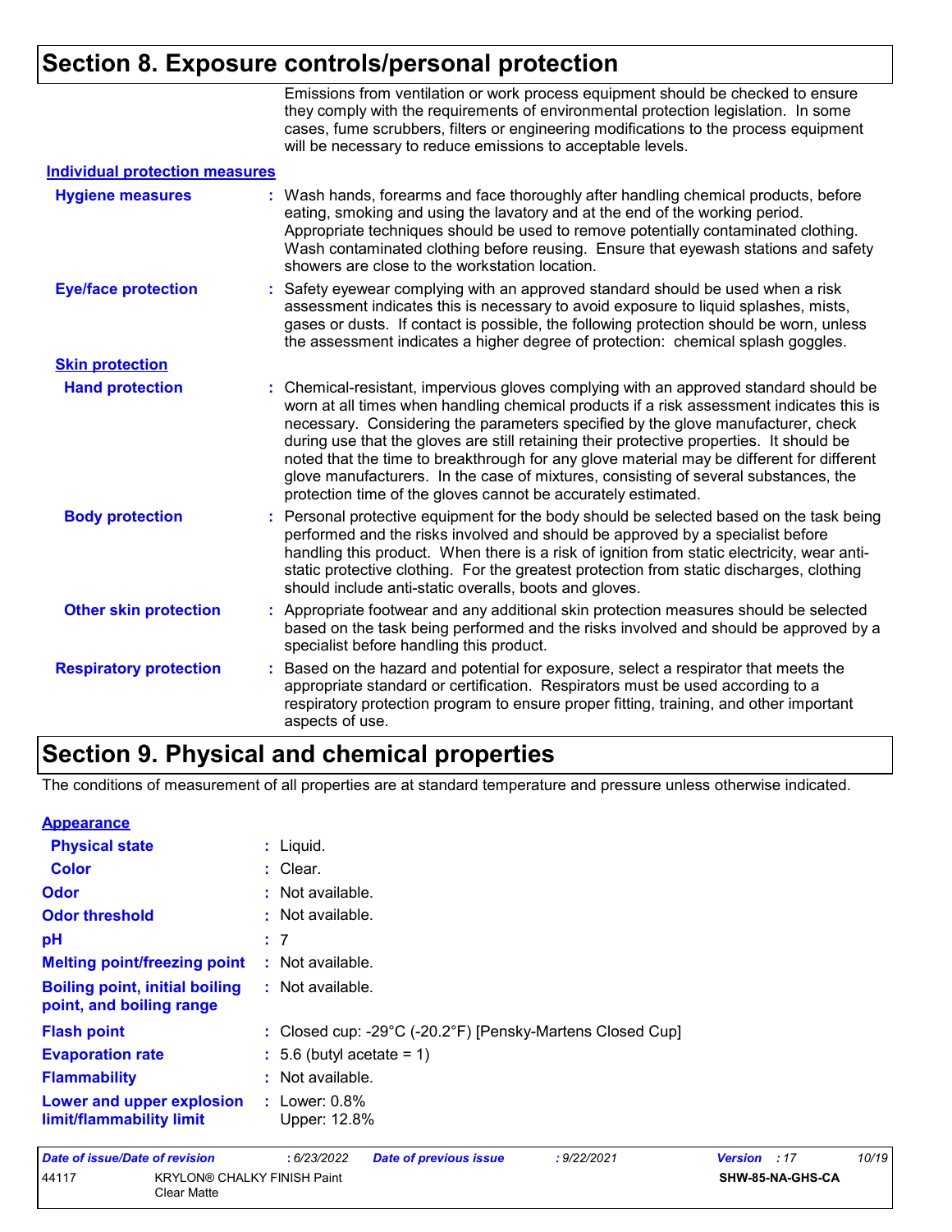# Section 8. Exposure controls/personal protection

Emissions from ventilation or work process equipment should be checked to ensure they comply with the requirements of environmental protection legislation. In some cases, fume scrubbers, filters or engineering modifications to the process equipment will be necessary to reduce emissions to acceptable levels.

### Individual protection measures

**Hygiene measures** : Wash hands, forearms and face thoroughly after handling chemical products, before eating, smoking and using the lavatory and at the end of the working period. Appropriate techniques should be used to remove potentially contaminated clothing. Wash contaminated clothing before reusing. Ensure that eyewash stations and safety showers are close to the workstation location.

**Eye/face protection** : Safety eyewear complying with an approved standard should be used when a risk assessment indicates this is necessary to avoid exposure to liquid splashes, mists, gases or dusts. If contact is possible, the following protection should be worn, unless the assessment indicates a higher degree of protection: chemical splash goggles.

**Skin protection**

**Hand protection** : Chemical-resistant, impervious gloves complying with an approved standard should be worn at all times when handling chemical products if a risk assessment indicates this is necessary. Considering the parameters specified by the glove manufacturer, check during use that the gloves are still retaining their protective properties. It should be noted that the time to breakthrough for any glove material may be different for different glove manufacturers. In the case of mixtures, consisting of several substances, the protection time of the gloves cannot be accurately estimated.

**Body protection** : Personal protective equipment for the body should be selected based on the task being performed and the risks involved and should be approved by a specialist before handling this product. When there is a risk of ignition from static electricity, wear anti-static protective clothing. For the greatest protection from static discharges, clothing should include anti-static overalls, boots and gloves.

**Other skin protection** : Appropriate footwear and any additional skin protection measures should be selected based on the task being performed and the risks involved and should be approved by a specialist before handling this product.

**Respiratory protection** : Based on the hazard and potential for exposure, select a respirator that meets the appropriate standard or certification. Respirators must be used according to a respiratory protection program to ensure proper fitting, training, and other important aspects of use.

# Section 9. Physical and chemical properties

The conditions of measurement of all properties are at standard temperature and pressure unless otherwise indicated.

### Appearance

**Physical state** : Liquid.

**Color** : Clear.

**Odor** : Not available.

**Odor threshold** : Not available.

**pH** : 7

**Melting point/freezing point** : Not available.

**Boiling point, initial boiling point, and boiling range** : Not available.

**Flash point** : Closed cup: -29°C (-20.2°F) [Pensky-Martens Closed Cup]

**Evaporation rate** : 5.6 (butyl acetate = 1)

**Flammability** : Not available.

**Lower and upper explosion limit/flammability limit** : Lower: 0.8%
Upper: 12.8%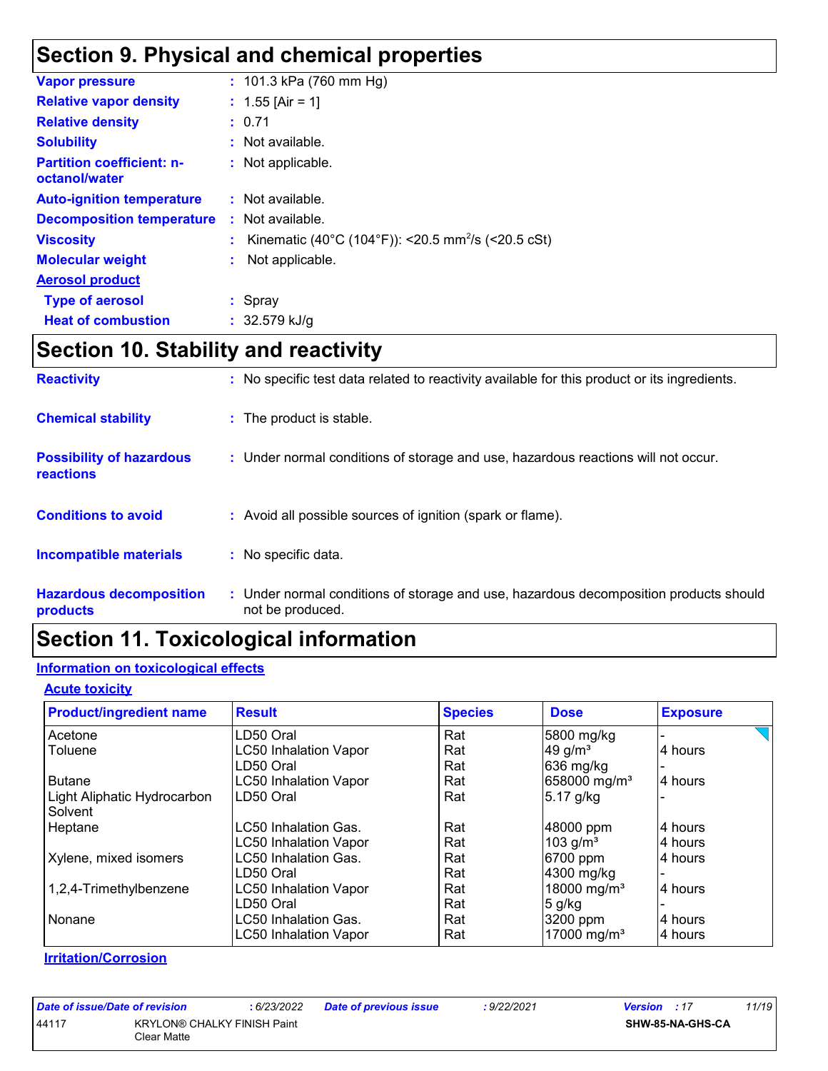# Section 9. Physical and chemical properties

| | | |
|---|---|---|
| **Vapor pressure** | : | 101.3 kPa (760 mm Hg) |
| **Relative vapor density** | : | 1.55 [Air = 1] |
| **Relative density** | : | 0.71 |
| **Solubility** | : | Not available. |
| **Partition coefficient: n-octanol/water** | : | Not applicable. |
| **Auto-ignition temperature** | : | Not available. |
| **Decomposition temperature** | : | Not available. |
| **Viscosity** | : | Kinematic (40°C (104°F)): <20.5 $mm^2/s$ (<20.5 cSt) |
| **Molecular weight** | : | Not applicable. |

**Aerosol product**

| | | |
|---|---|---|
| **Type of aerosol** | : | Spray |
| **Heat of combustion** | : | 32.579 kJ/g |

# Section 10. Stability and reactivity

| | | |
|---|---|---|
| **Reactivity** | : | No specific test data related to reactivity available for this product or its ingredients. |
| **Chemical stability** | : | The product is stable. |
| **Possibility of hazardous reactions** | : | Under normal conditions of storage and use, hazardous reactions will not occur. |
| **Conditions to avoid** | : | Avoid all possible sources of ignition (spark or flame). |
| **Incompatible materials** | : | No specific data. |
| **Hazardous decomposition products** | : | Under normal conditions of storage and use, hazardous decomposition products should not be produced. |

# Section 11. Toxicological information

## Information on toxicological effects

### Acute toxicity

| Product/ingredient name | Result | Species | Dose | Exposure |
|---|---|---|---|---|
| Acetone | LD50 Oral | Rat | 5800 mg/kg | - |
| Toluene | LC50 Inhalation Vapor | Rat | 49 g/m³ | 4 hours |
| | LD50 Oral | Rat | 636 mg/kg | - |
| Butane | LC50 Inhalation Vapor | Rat | 658000 mg/m³ | 4 hours |
| Light Aliphatic Hydrocarbon Solvent | LD50 Oral | Rat | 5.17 g/kg | - |
| Heptane | LC50 Inhalation Gas. | Rat | 48000 ppm | 4 hours |
| | LC50 Inhalation Vapor | Rat | 103 g/m³ | 4 hours |
| Xylene, mixed isomers | LC50 Inhalation Gas. | Rat | 6700 ppm | 4 hours |
| | LD50 Oral | Rat | 4300 mg/kg | - |
| 1,2,4-Trimethylbenzene | LC50 Inhalation Vapor | Rat | 18000 mg/m³ | 4 hours |
| | LD50 Oral | Rat | 5 g/kg | - |
| Nonane | LC50 Inhalation Gas. | Rat | 3200 ppm | 4 hours |
| | LC50 Inhalation Vapor | Rat | 17000 mg/m³ | 4 hours |

### Irritation/Corrosion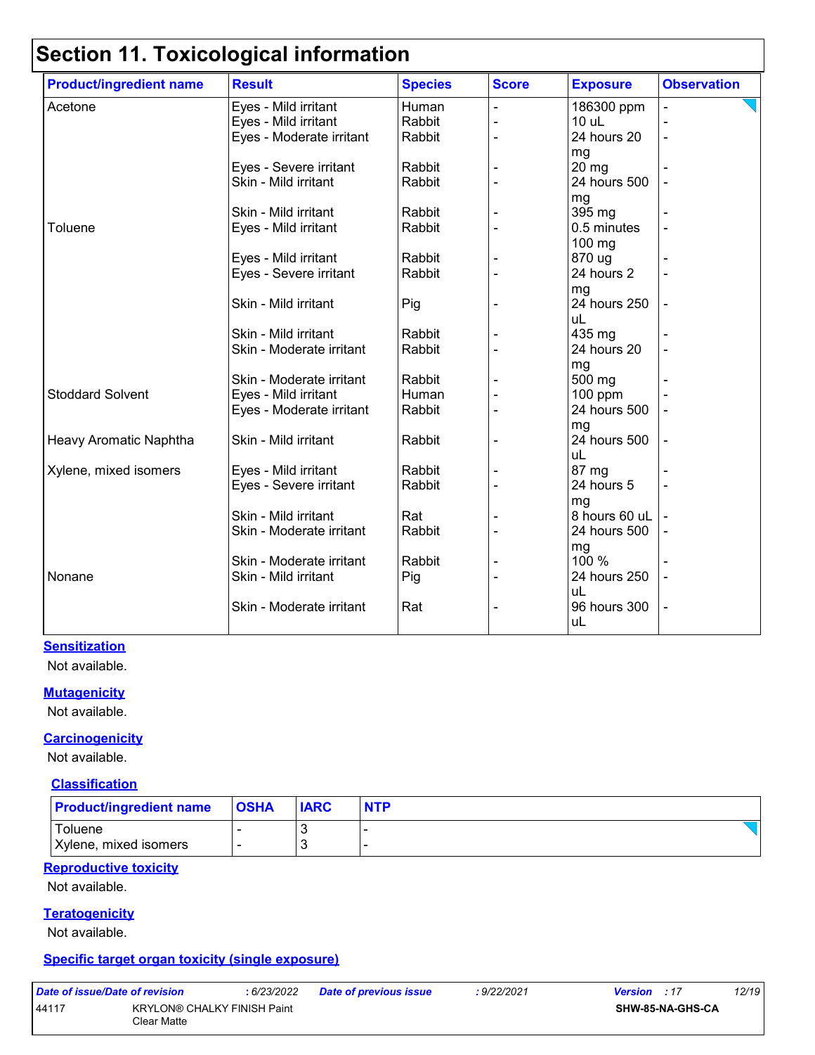## Section 11. Toxicological information

| Product/ingredient name | Result | Species | Score | Exposure | Observation |
|---|---|---|---|---|---|
| Acetone | Eyes - Mild irritant | Human | - | 186300 ppm | - |
| | Eyes - Mild irritant | Rabbit | - | 10 uL | - |
| | Eyes - Moderate irritant | Rabbit | - | 24 hours 20 mg | - |
| | Eyes - Severe irritant | Rabbit | - | 20 mg | - |
| | Skin - Mild irritant | Rabbit | - | 24 hours 500 mg | - |
| | Skin - Mild irritant | Rabbit | - | 395 mg | - |
| Toluene | Eyes - Mild irritant | Rabbit | - | 0.5 minutes 100 mg | - |
| | Eyes - Mild irritant | Rabbit | - | 870 ug | - |
| | Eyes - Severe irritant | Rabbit | - | 24 hours 2 mg | - |
| | Skin - Mild irritant | Pig | - | 24 hours 250 uL | - |
| | Skin - Mild irritant | Rabbit | - | 435 mg | - |
| | Skin - Moderate irritant | Rabbit | - | 24 hours 20 mg | - |
| | Skin - Moderate irritant | Rabbit | - | 500 mg | - |
| Stoddard Solvent | Eyes - Mild irritant | Human | - | 100 ppm | - |
| | Eyes - Moderate irritant | Rabbit | - | 24 hours 500 mg | - |
| Heavy Aromatic Naphtha | Skin - Mild irritant | Rabbit | - | 24 hours 500 uL | - |
| Xylene, mixed isomers | Eyes - Mild irritant | Rabbit | - | 87 mg | - |
| | Eyes - Severe irritant | Rabbit | - | 24 hours 5 mg | - |
| | Skin - Mild irritant | Rat | - | 8 hours 60 uL | - |
| | Skin - Moderate irritant | Rabbit | - | 24 hours 500 mg | - |
| | Skin - Moderate irritant | Rabbit | - | 100 % | - |
| Nonane | Skin - Mild irritant | Pig | - | 24 hours 250 uL | - |
| | Skin - Moderate irritant | Rat | - | 96 hours 300 uL | - |

### Sensitization

Not available.

### Mutagenicity

Not available.

### Carcinogenicity

Not available.

#### Classification

| Product/ingredient name | OSHA | IARC | NTP |
|---|---|---|---|
| Toluene | - | 3 | - |
| Xylene, mixed isomers | - | 3 | - |

### Reproductive toxicity

Not available.

### Teratogenicity

Not available.

### Specific target organ toxicity (single exposure)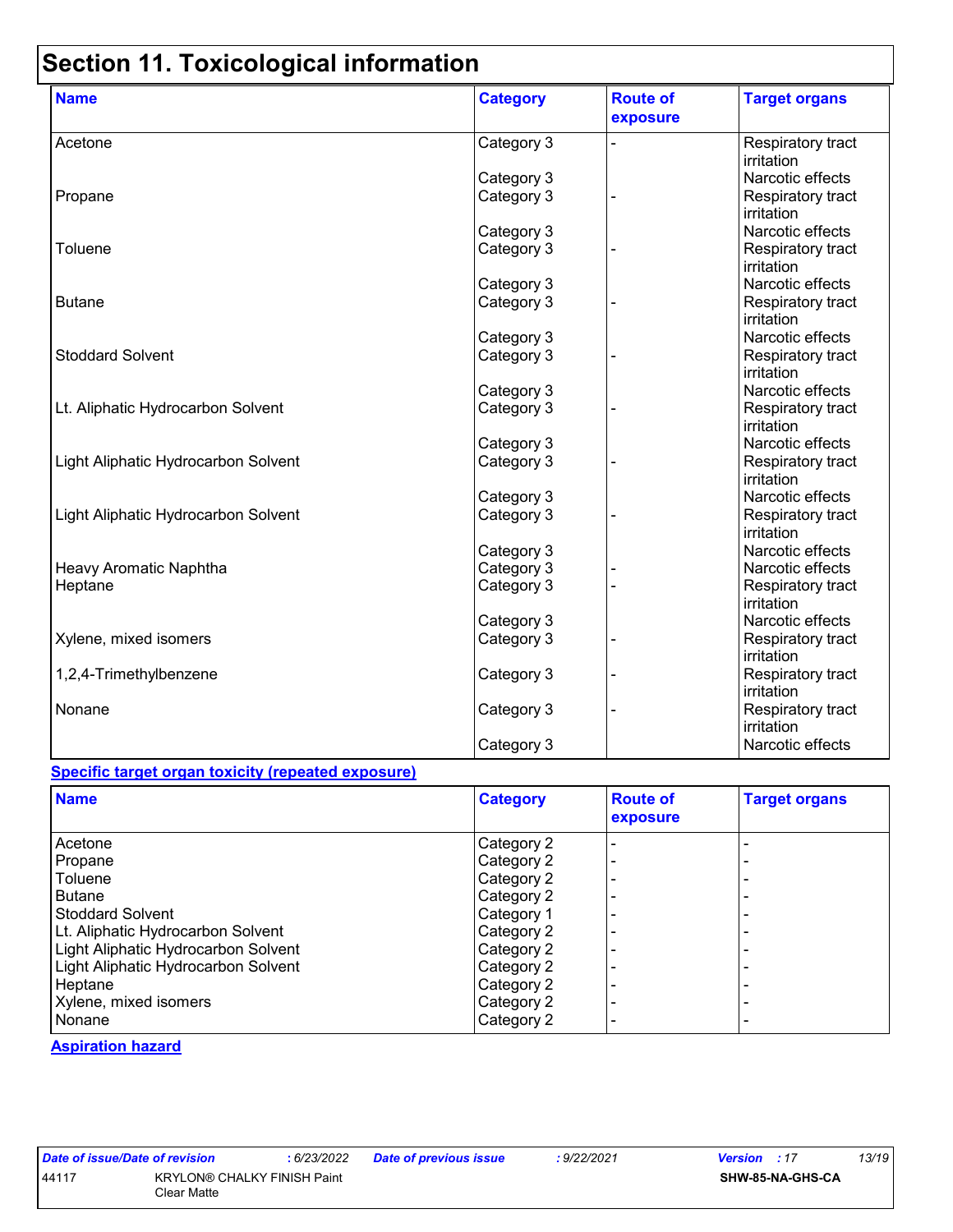# Section 11. Toxicological information

| Name | Category | Route of exposure | Target organs |
|---|---|---|---|
| Acetone | Category 3 | - | Respiratory tract irritation |
| | Category 3 | | Narcotic effects |
| Propane | Category 3 | - | Respiratory tract irritation |
| | Category 3 | | Narcotic effects |
| Toluene | Category 3 | - | Respiratory tract irritation |
| | Category 3 | | Narcotic effects |
| Butane | Category 3 | - | Respiratory tract irritation |
| | Category 3 | | Narcotic effects |
| Stoddard Solvent | Category 3 | - | Respiratory tract irritation |
| | Category 3 | | Narcotic effects |
| Lt. Aliphatic Hydrocarbon Solvent | Category 3 | - | Respiratory tract irritation |
| | Category 3 | | Narcotic effects |
| Light Aliphatic Hydrocarbon Solvent | Category 3 | - | Respiratory tract irritation |
| | Category 3 | | Narcotic effects |
| Light Aliphatic Hydrocarbon Solvent | Category 3 | - | Respiratory tract irritation |
| | Category 3 | | Narcotic effects |
| Heavy Aromatic Naphtha | Category 3 | - | Narcotic effects |
| Heptane | Category 3 | - | Respiratory tract irritation |
| | Category 3 | | Narcotic effects |
| Xylene, mixed isomers | Category 3 | - | Respiratory tract irritation |
| 1,2,4-Trimethylbenzene | Category 3 | - | Respiratory tract irritation |
| Nonane | Category 3 | - | Respiratory tract irritation |
| | Category 3 | | Narcotic effects |

**Specific target organ toxicity (repeated exposure)**

| Name | Category | Route of exposure | Target organs |
|---|---|---|---|
| Acetone | Category 2 | - | - |
| Propane | Category 2 | - | - |
| Toluene | Category 2 | - | - |
| Butane | Category 2 | - | - |
| Stoddard Solvent | Category 1 | - | - |
| Lt. Aliphatic Hydrocarbon Solvent | Category 2 | - | - |
| Light Aliphatic Hydrocarbon Solvent | Category 2 | - | - |
| Light Aliphatic Hydrocarbon Solvent | Category 2 | - | - |
| Heptane | Category 2 | - | - |
| Xylene, mixed isomers | Category 2 | - | - |
| Nonane | Category 2 | - | - |

**Aspiration hazard**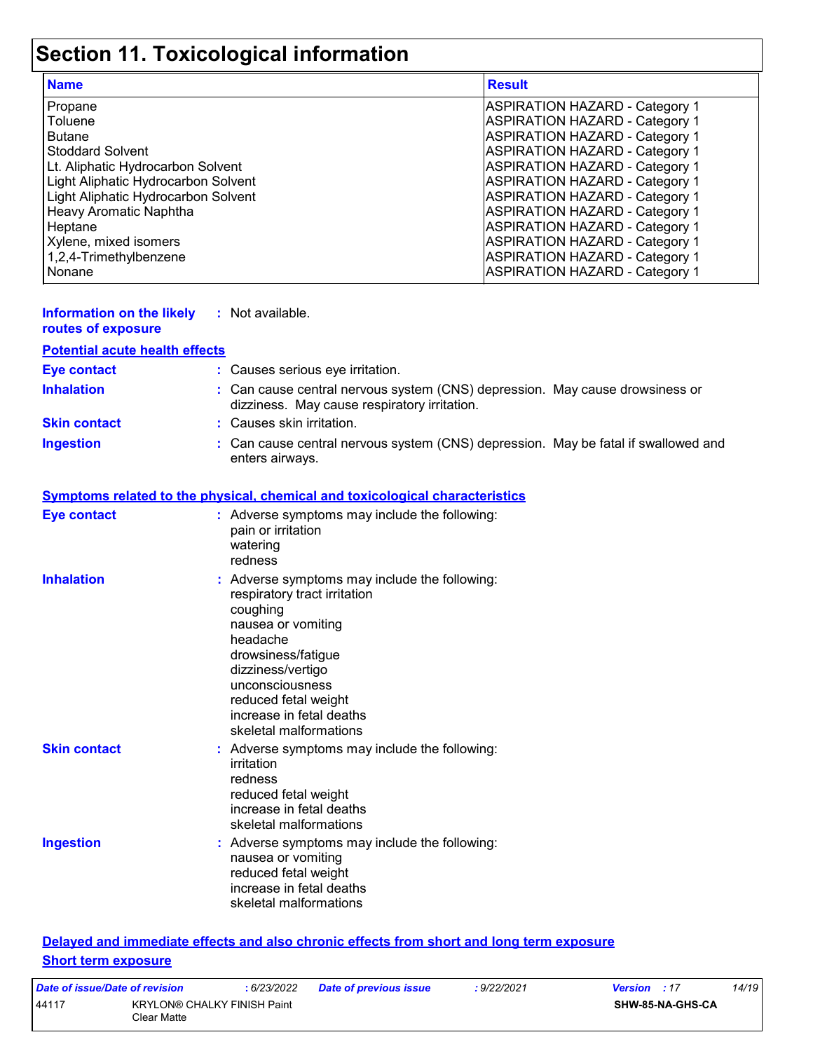# Section 11. Toxicological information

| Name | Result |
|---|---|
| Propane | ASPIRATION HAZARD - Category 1 |
| Toluene | ASPIRATION HAZARD - Category 1 |
| Butane | ASPIRATION HAZARD - Category 1 |
| Stoddard Solvent | ASPIRATION HAZARD - Category 1 |
| Lt. Aliphatic Hydrocarbon Solvent | ASPIRATION HAZARD - Category 1 |
| Light Aliphatic Hydrocarbon Solvent | ASPIRATION HAZARD - Category 1 |
| Light Aliphatic Hydrocarbon Solvent | ASPIRATION HAZARD - Category 1 |
| Heavy Aromatic Naphtha | ASPIRATION HAZARD - Category 1 |
| Heptane | ASPIRATION HAZARD - Category 1 |
| Xylene, mixed isomers | ASPIRATION HAZARD - Category 1 |
| 1,2,4-Trimethylbenzene | ASPIRATION HAZARD - Category 1 |
| Nonane | ASPIRATION HAZARD - Category 1 |

**Information on the likely routes of exposure** : Not available.

**Potential acute health effects**

**Eye contact** : Causes serious eye irritation.

**Inhalation** : Can cause central nervous system (CNS) depression. May cause drowsiness or dizziness. May cause respiratory irritation.

**Skin contact** : Causes skin irritation.

**Ingestion** : Can cause central nervous system (CNS) depression. May be fatal if swallowed and enters airways.

**Symptoms related to the physical, chemical and toxicological characteristics**

**Eye contact** : Adverse symptoms may include the following:
pain or irritation
watering
redness

**Inhalation** : Adverse symptoms may include the following:
respiratory tract irritation
coughing
nausea or vomiting
headache
drowsiness/fatigue
dizziness/vertigo
unconsciousness
reduced fetal weight
increase in fetal deaths
skeletal malformations

**Skin contact** : Adverse symptoms may include the following:
irritation
redness
reduced fetal weight
increase in fetal deaths
skeletal malformations

**Ingestion** : Adverse symptoms may include the following:
nausea or vomiting
reduced fetal weight
increase in fetal deaths
skeletal malformations

**Delayed and immediate effects and also chronic effects from short and long term exposure**

**Short term exposure**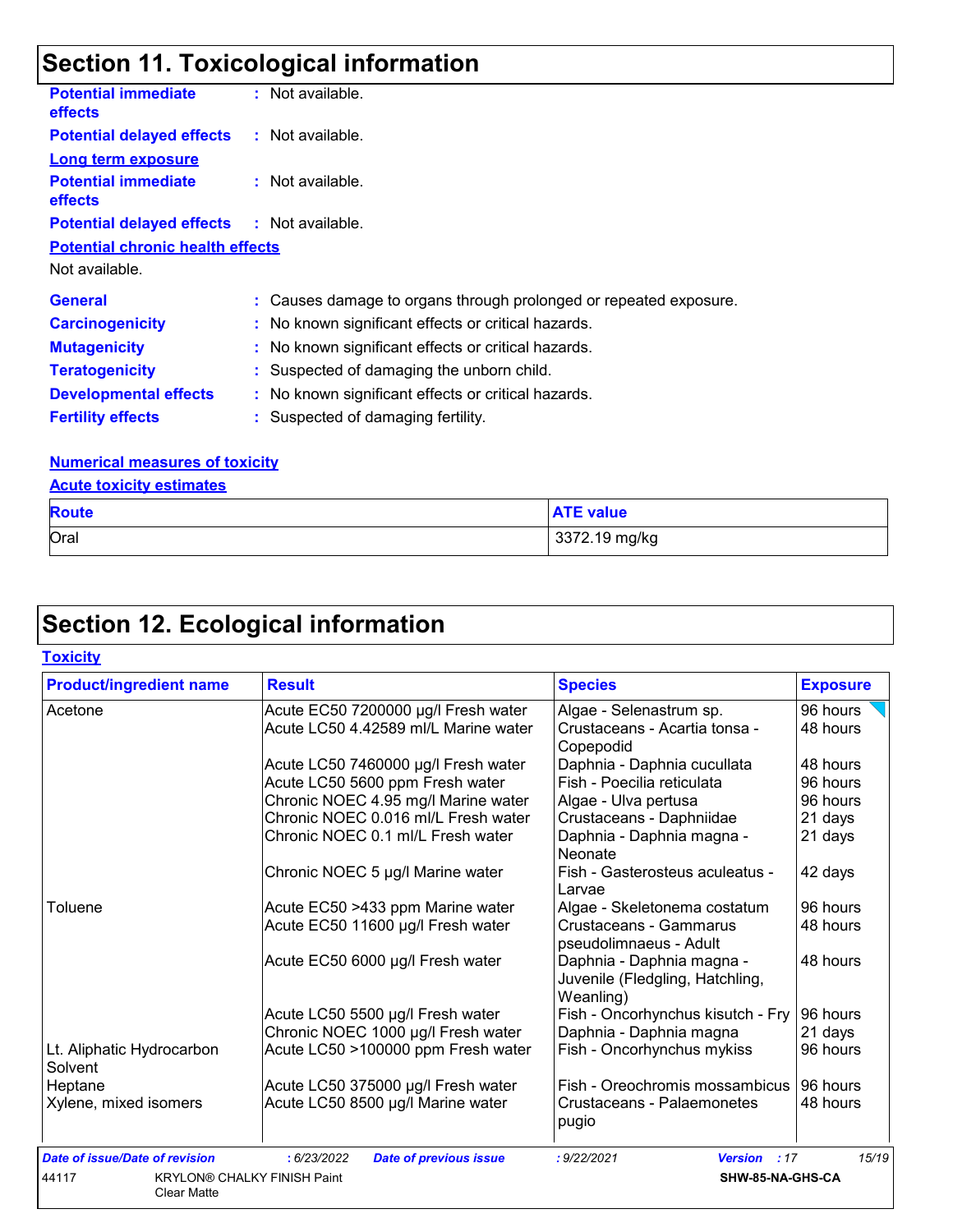## Section 11. Toxicological information

**Potential immediate effects** : Not available.

**Potential delayed effects** : Not available.

**Long term exposure**

**Potential immediate effects** : Not available.

**Potential delayed effects** : Not available.

**Potential chronic health effects**

Not available.

**General** : Causes damage to organs through prolonged or repeated exposure.

**Carcinogenicity** : No known significant effects or critical hazards.

**Mutagenicity** : No known significant effects or critical hazards.

**Teratogenicity** : Suspected of damaging the unborn child.

**Developmental effects** : No known significant effects or critical hazards.

**Fertility effects** : Suspected of damaging fertility.

**Numerical measures of toxicity**

**Acute toxicity estimates**

| Route | ATE value |
|---|---|
| Oral | 3372.19 mg/kg |

## Section 12. Ecological information

**Toxicity**

| Product/ingredient name | Result | Species | Exposure |
|---|---|---|---|
| Acetone | Acute EC50 7200000 µg/l Fresh water | Algae - Selenastrum sp. | 96 hours |
| | Acute LC50 4.42589 ml/L Marine water | Crustaceans - Acartia tonsa - Copepodid | 48 hours |
| | Acute LC50 7460000 µg/l Fresh water | Daphnia - Daphnia cucullata | 48 hours |
| | Acute LC50 5600 ppm Fresh water | Fish - Poecilia reticulata | 96 hours |
| | Chronic NOEC 4.95 mg/l Marine water | Algae - Ulva pertusa | 96 hours |
| | Chronic NOEC 0.016 ml/L Fresh water | Crustaceans - Daphniidae | 21 days |
| | Chronic NOEC 0.1 ml/L Fresh water | Daphnia - Daphnia magna - Neonate | 21 days |
| | Chronic NOEC 5 µg/l Marine water | Fish - Gasterosteus aculeatus - Larvae | 42 days |
| Toluene | Acute EC50 >433 ppm Marine water | Algae - Skeletonema costatum | 96 hours |
| | Acute EC50 11600 µg/l Fresh water | Crustaceans - Gammarus pseudolimnaeus - Adult | 48 hours |
| | Acute EC50 6000 µg/l Fresh water | Daphnia - Daphnia magna - Juvenile (Fledgling, Hatchling, Weanling) | 48 hours |
| | Acute LC50 5500 µg/l Fresh water | Fish - Oncorhynchus kisutch - Fry | 96 hours |
| | Chronic NOEC 1000 µg/l Fresh water | Daphnia - Daphnia magna | 21 days |
| Lt. Aliphatic Hydrocarbon Solvent | Acute LC50 >100000 ppm Fresh water | Fish - Oncorhynchus mykiss | 96 hours |
| Heptane | Acute LC50 375000 µg/l Fresh water | Fish - Oreochromis mossambicus | 96 hours |
| Xylene, mixed isomers | Acute LC50 8500 µg/l Marine water | Crustaceans - Palaemonetes pugio | 48 hours |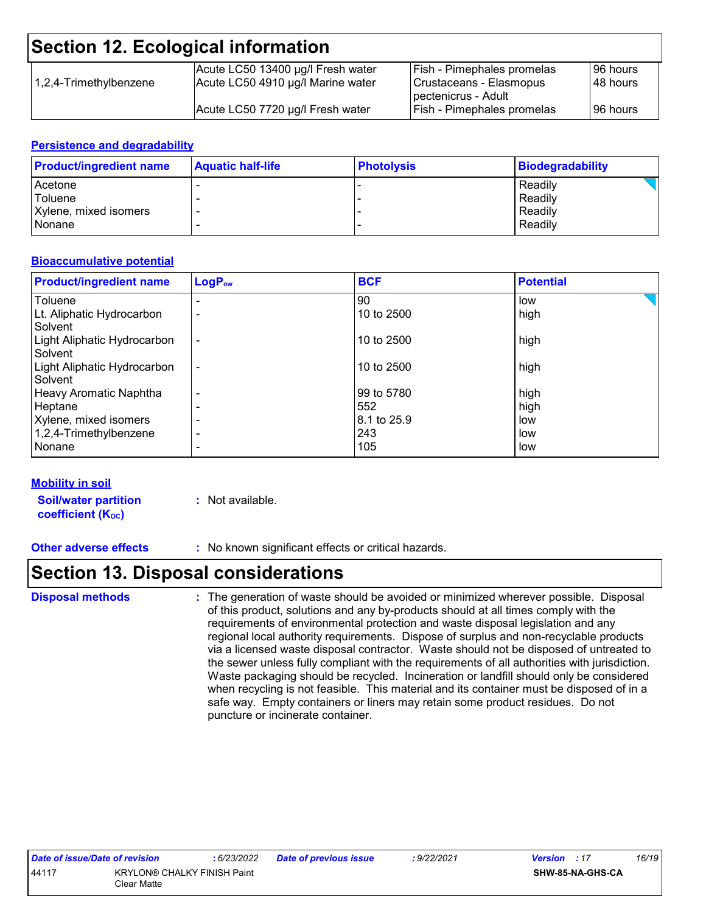# Section 12. Ecological information

| | | | |
|---|---|---|---|
| 1,2,4-Trimethylbenzene | Acute LC50 13400 µg/l Fresh water | Fish - Pimephales promelas | 96 hours |
| | Acute LC50 4910 µg/l Marine water | Crustaceans - Elasmopus pectenicrus - Adult | 48 hours |
| | Acute LC50 7720 µg/l Fresh water | Fish - Pimephales promelas | 96 hours |

## Persistence and degradability

| Product/ingredient name | Aquatic half-life | Photolysis | Biodegradability |
|---|---|---|---|
| Acetone | - | - | Readily |
| Toluene | - | - | Readily |
| Xylene, mixed isomers | - | - | Readily |
| Nonane | - | - | Readily |

## Bioaccumulative potential

| Product/ingredient name | $LogP_{ow}$ | BCF | Potential |
|---|---|---|---|
| Toluene | - | 90 | low |
| Lt. Aliphatic Hydrocarbon Solvent | - | 10 to 2500 | high |
| Light Aliphatic Hydrocarbon Solvent | - | 10 to 2500 | high |
| Light Aliphatic Hydrocarbon Solvent | - | 10 to 2500 | high |
| Heavy Aromatic Naphtha | - | 99 to 5780 | high |
| Heptane | - | 552 | high |
| Xylene, mixed isomers | - | 8.1 to 25.9 | low |
| 1,2,4-Trimethylbenzene | - | 243 | low |
| Nonane | - | 105 | low |

## Mobility in soil

**Soil/water partition coefficient ($K_{OC}$)** : Not available.

**Other adverse effects** : No known significant effects or critical hazards.

# Section 13. Disposal considerations

**Disposal methods** : The generation of waste should be avoided or minimized wherever possible. Disposal of this product, solutions and any by-products should at all times comply with the requirements of environmental protection and waste disposal legislation and any regional local authority requirements. Dispose of surplus and non-recyclable products via a licensed waste disposal contractor. Waste should not be disposed of untreated to the sewer unless fully compliant with the requirements of all authorities with jurisdiction. Waste packaging should be recycled. Incineration or landfill should only be considered when recycling is not feasible. This material and its container must be disposed of in a safe way. Empty containers or liners may retain some product residues. Do not puncture or incinerate container.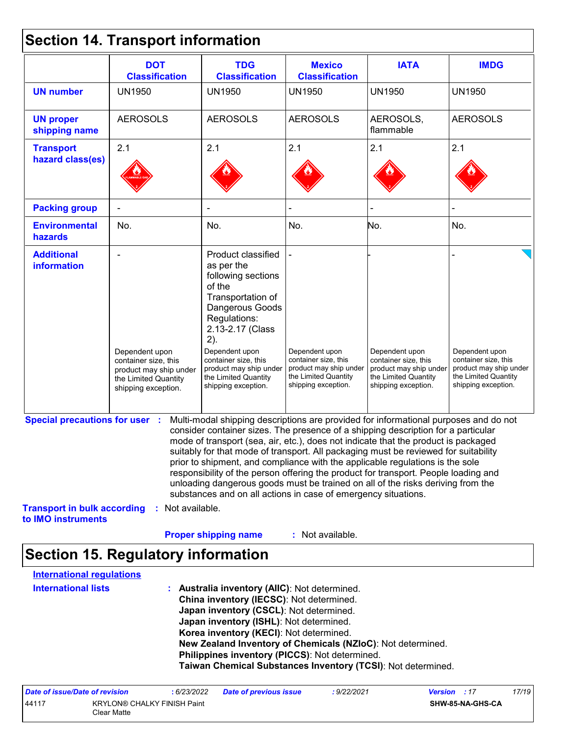## Section 14. Transport information

| | DOT Classification | TDG Classification | Mexico Classification | IATA | IMDG |
|---|---|---|---|---|---|
| **UN number** | UN1950 | UN1950 | UN1950 | UN1950 | UN1950 |
| **UN proper shipping name** | AEROSOLS | AEROSOLS | AEROSOLS | AEROSOLS, flammable | AEROSOLS |
| **Transport hazard class(es)** | 2.1 | 2.1 | 2.1 | 2.1 | 2.1 |
| **Packing group** | - | - | - | - | - |
| **Environmental hazards** | No. | No. | No. | No. | No. |
| **Additional information** | - Dependent upon container size, this product may ship under the Limited Quantity shipping exception. | Product classified as per the following sections of the Transportation of Dangerous Goods Regulations: 2.13-2.17 (Class 2). Dependent upon container size, this product may ship under the Limited Quantity shipping exception. | - Dependent upon container size, this product may ship under the Limited Quantity shipping exception. | - Dependent upon container size, this product may ship under the Limited Quantity shipping exception. | - Dependent upon container size, this product may ship under the Limited Quantity shipping exception. |

**Special precautions for user** : Multi-modal shipping descriptions are provided for informational purposes and do not consider container sizes. The presence of a shipping description for a particular mode of transport (sea, air, etc.), does not indicate that the product is packaged suitably for that mode of transport. All packaging must be reviewed for suitability prior to shipment, and compliance with the applicable regulations is the sole responsibility of the person offering the product for transport. People loading and unloading dangerous goods must be trained on all of the risks deriving from the substances and on all actions in case of emergency situations.

**Transport in bulk according to IMO instruments** : Not available.

**Proper shipping name** : Not available.

## Section 15. Regulatory information

**International regulations**

**International lists** :
**Australia inventory (AIIC)**: Not determined.
**China inventory (IECSC)**: Not determined.
**Japan inventory (CSCL)**: Not determined.
**Japan inventory (ISHL)**: Not determined.
**Korea inventory (KECI)**: Not determined.
**New Zealand Inventory of Chemicals (NZIoC)**: Not determined.
**Philippines inventory (PICCS)**: Not determined.
**Taiwan Chemical Substances Inventory (TCSI)**: Not determined.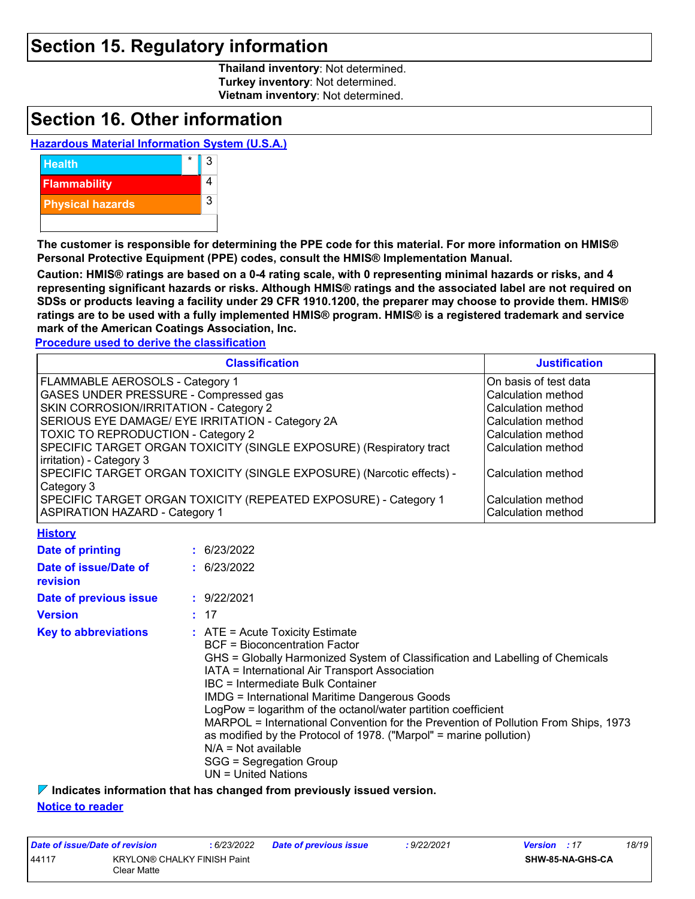## Section 15. Regulatory information

**Thailand inventory**: Not determined.
**Turkey inventory**: Not determined.
**Vietnam inventory**: Not determined.

## Section 16. Other information

**Hazardous Material Information System (U.S.A.)**

| | | |
|---|---|---|
| Health | * | 3 |
| Flammability | | 4 |
| Physical hazards | | 3 |
| | | |

**The customer is responsible for determining the PPE code for this material. For more information on HMIS® Personal Protective Equipment (PPE) codes, consult the HMIS® Implementation Manual.**

**Caution: HMIS® ratings are based on a 0-4 rating scale, with 0 representing minimal hazards or risks, and 4 representing significant hazards or risks. Although HMIS® ratings and the associated label are not required on SDSs or products leaving a facility under 29 CFR 1910.1200, the preparer may choose to provide them. HMIS® ratings are to be used with a fully implemented HMIS® program. HMIS® is a registered trademark and service mark of the American Coatings Association, Inc.**

**Procedure used to derive the classification**

| Classification | Justification |
|---|---|
| FLAMMABLE AEROSOLS - Category 1 | On basis of test data |
| GASES UNDER PRESSURE - Compressed gas | Calculation method |
| SKIN CORROSION/IRRITATION - Category 2 | Calculation method |
| SERIOUS EYE DAMAGE/ EYE IRRITATION - Category 2A | Calculation method |
| TOXIC TO REPRODUCTION - Category 2 | Calculation method |
| SPECIFIC TARGET ORGAN TOXICITY (SINGLE EXPOSURE) (Respiratory tract irritation) - Category 3 | Calculation method |
| SPECIFIC TARGET ORGAN TOXICITY (SINGLE EXPOSURE) (Narcotic effects) - Category 3 | Calculation method |
| SPECIFIC TARGET ORGAN TOXICITY (REPEATED EXPOSURE) - Category 1 | Calculation method |
| ASPIRATION HAZARD - Category 1 | Calculation method |

**History**

**Date of printing** : 6/23/2022

**Date of issue/Date of revision** : 6/23/2022

**Date of previous issue** : 9/22/2021

**Version** : 17

**Key to abbreviations** :
ATE = Acute Toxicity Estimate
BCF = Bioconcentration Factor
GHS = Globally Harmonized System of Classification and Labelling of Chemicals
IATA = International Air Transport Association
IBC = Intermediate Bulk Container
IMDG = International Maritime Dangerous Goods
LogPow = logarithm of the octanol/water partition coefficient
MARPOL = International Convention for the Prevention of Pollution From Ships, 1973 as modified by the Protocol of 1978. ("Marpol" = marine pollution)
N/A = Not available
SGG = Segregation Group
UN = United Nations

**Indicates information that has changed from previously issued version.**

**Notice to reader**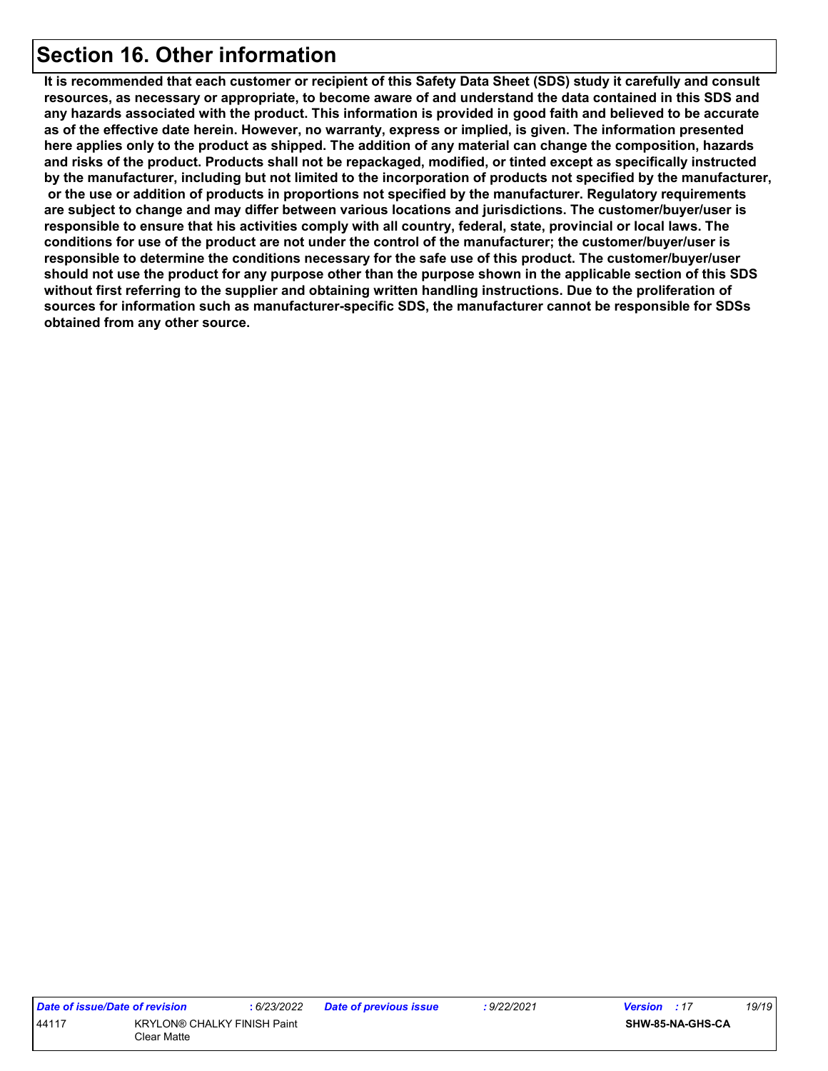# Section 16. Other information

**It is recommended that each customer or recipient of this Safety Data Sheet (SDS) study it carefully and consult resources, as necessary or appropriate, to become aware of and understand the data contained in this SDS and any hazards associated with the product. This information is provided in good faith and believed to be accurate as of the effective date herein. However, no warranty, express or implied, is given. The information presented here applies only to the product as shipped. The addition of any material can change the composition, hazards and risks of the product. Products shall not be repackaged, modified, or tinted except as specifically instructed by the manufacturer, including but not limited to the incorporation of products not specified by the manufacturer, or the use or addition of products in proportions not specified by the manufacturer. Regulatory requirements are subject to change and may differ between various locations and jurisdictions. The customer/buyer/user is responsible to ensure that his activities comply with all country, federal, state, provincial or local laws. The conditions for use of the product are not under the control of the manufacturer; the customer/buyer/user is responsible to determine the conditions necessary for the safe use of this product. The customer/buyer/user should not use the product for any purpose other than the purpose shown in the applicable section of this SDS without first referring to the supplier and obtaining written handling instructions. Due to the proliferation of sources for information such as manufacturer-specific SDS, the manufacturer cannot be responsible for SDSs obtained from any other source.**